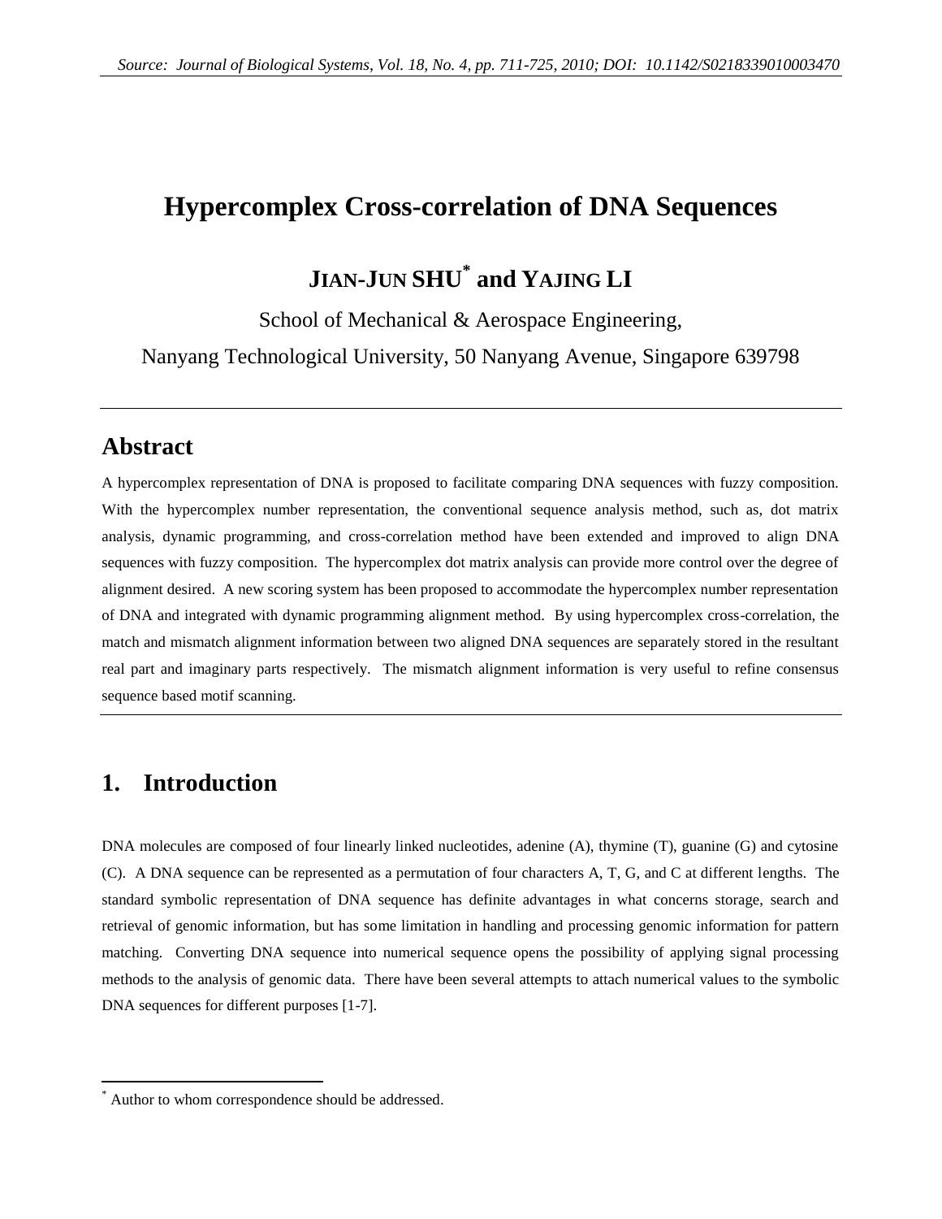*Source: Journal of Biological Systems, Vol. 18, No. 4, pp. 711-725, 2010; DOI: 10.1142/S0218339010003470*

# Hypercomplex Cross-correlation of DNA Sequences

## JIAN-JUN SHU* and YAJING LI

School of Mechanical & Aerospace Engineering,

Nanyang Technological University, 50 Nanyang Avenue, Singapore 639798

## Abstract

A hypercomplex representation of DNA is proposed to facilitate comparing DNA sequences with fuzzy composition. With the hypercomplex number representation, the conventional sequence analysis method, such as, dot matrix analysis, dynamic programming, and cross-correlation method have been extended and improved to align DNA sequences with fuzzy composition. The hypercomplex dot matrix analysis can provide more control over the degree of alignment desired. A new scoring system has been proposed to accommodate the hypercomplex number representation of DNA and integrated with dynamic programming alignment method. By using hypercomplex cross-correlation, the match and mismatch alignment information between two aligned DNA sequences are separately stored in the resultant real part and imaginary parts respectively. The mismatch alignment information is very useful to refine consensus sequence based motif scanning.

## 1. Introduction

DNA molecules are composed of four linearly linked nucleotides, adenine (A), thymine (T), guanine (G) and cytosine (C). A DNA sequence can be represented as a permutation of four characters A, T, G, and C at different lengths. The standard symbolic representation of DNA sequence has definite advantages in what concerns storage, search and retrieval of genomic information, but has some limitation in handling and processing genomic information for pattern matching. Converting DNA sequence into numerical sequence opens the possibility of applying signal processing methods to the analysis of genomic data. There have been several attempts to attach numerical values to the symbolic DNA sequences for different purposes [1-7].

* Author to whom correspondence should be addressed.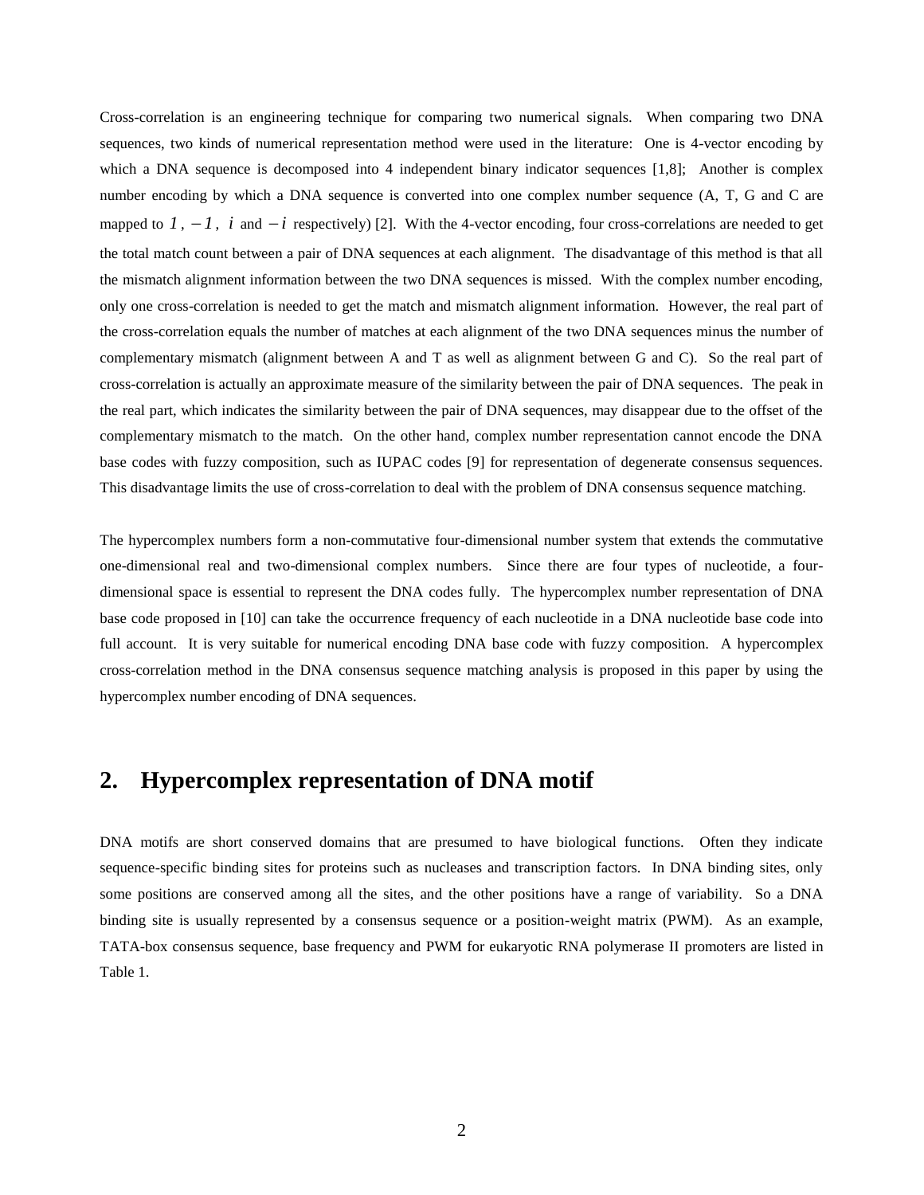Cross-correlation is an engineering technique for comparing two numerical signals. When comparing two DNA sequences, two kinds of numerical representation method were used in the literature: One is 4-vector encoding by which a DNA sequence is decomposed into 4 independent binary indicator sequences [1,8]; Another is complex number encoding by which a DNA sequence is converted into one complex number sequence (A, T, G and C are mapped to $1$, $-1$, $i$ and $-i$ respectively) [2]. With the 4-vector encoding, four cross-correlations are needed to get the total match count between a pair of DNA sequences at each alignment. The disadvantage of this method is that all the mismatch alignment information between the two DNA sequences is missed. With the complex number encoding, only one cross-correlation is needed to get the match and mismatch alignment information. However, the real part of the cross-correlation equals the number of matches at each alignment of the two DNA sequences minus the number of complementary mismatch (alignment between A and T as well as alignment between G and C). So the real part of cross-correlation is actually an approximate measure of the similarity between the pair of DNA sequences. The peak in the real part, which indicates the similarity between the pair of DNA sequences, may disappear due to the offset of the complementary mismatch to the match. On the other hand, complex number representation cannot encode the DNA base codes with fuzzy composition, such as IUPAC codes [9] for representation of degenerate consensus sequences. This disadvantage limits the use of cross-correlation to deal with the problem of DNA consensus sequence matching.

The hypercomplex numbers form a non-commutative four-dimensional number system that extends the commutative one-dimensional real and two-dimensional complex numbers. Since there are four types of nucleotide, a four-dimensional space is essential to represent the DNA codes fully. The hypercomplex number representation of DNA base code proposed in [10] can take the occurrence frequency of each nucleotide in a DNA nucleotide base code into full account. It is very suitable for numerical encoding DNA base code with fuzzy composition. A hypercomplex cross-correlation method in the DNA consensus sequence matching analysis is proposed in this paper by using the hypercomplex number encoding of DNA sequences.

## 2. Hypercomplex representation of DNA motif

DNA motifs are short conserved domains that are presumed to have biological functions. Often they indicate sequence-specific binding sites for proteins such as nucleases and transcription factors. In DNA binding sites, only some positions are conserved among all the sites, and the other positions have a range of variability. So a DNA binding site is usually represented by a consensus sequence or a position-weight matrix (PWM). As an example, TATA-box consensus sequence, base frequency and PWM for eukaryotic RNA polymerase II promoters are listed in Table 1.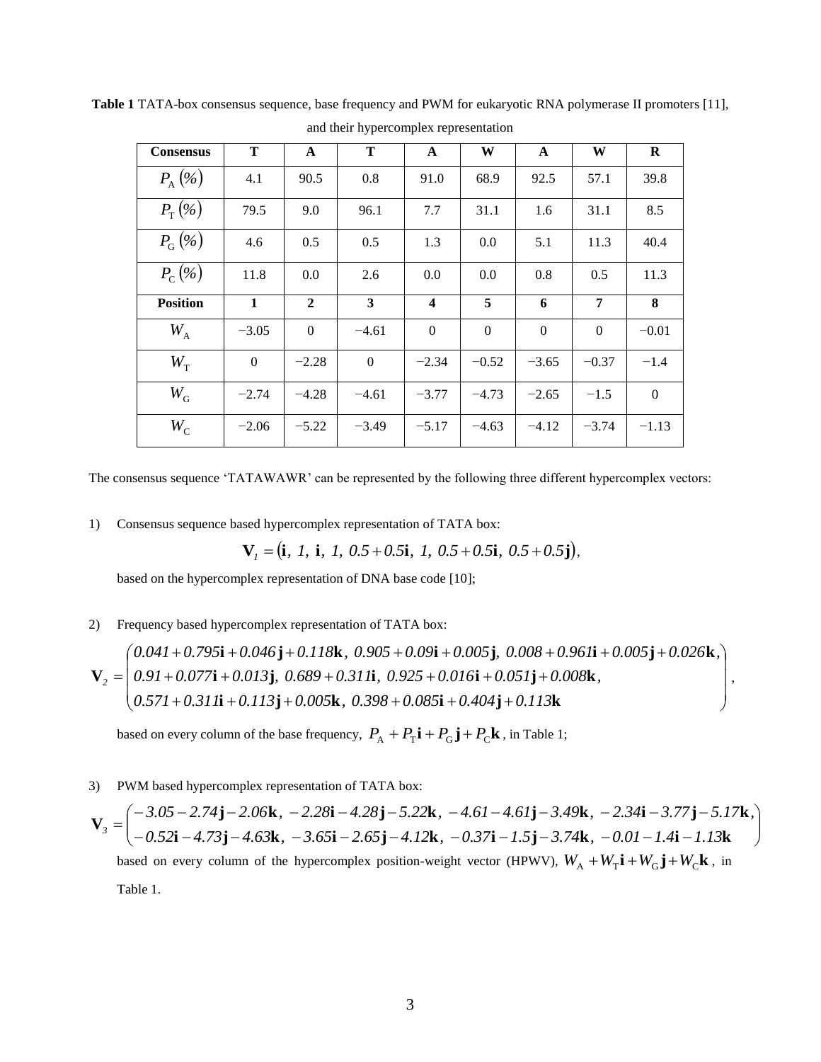**Table 1** TATA-box consensus sequence, base frequency and PWM for eukaryotic RNA polymerase II promoters [11], and their hypercomplex representation

| **Consensus** | **T** | **A** | **T** | **A** | **W** | **A** | **W** | **R** |
|---|---|---|---|---|---|---|---|---|
| $P_{\mathrm{A}}(\%)$ | 4.1 | 90.5 | 0.8 | 91.0 | 68.9 | 92.5 | 57.1 | 39.8 |
| $P_{\mathrm{T}}(\%)$ | 79.5 | 9.0 | 96.1 | 7.7 | 31.1 | 1.6 | 31.1 | 8.5 |
| $P_{\mathrm{G}}(\%)$ | 4.6 | 0.5 | 0.5 | 1.3 | 0.0 | 5.1 | 11.3 | 40.4 |
| $P_{\mathrm{C}}(\%)$ | 11.8 | 0.0 | 2.6 | 0.0 | 0.0 | 0.8 | 0.5 | 11.3 |
| **Position** | **1** | **2** | **3** | **4** | **5** | **6** | **7** | **8** |
| $W_{\mathrm{A}}$ | −3.05 | 0 | −4.61 | 0 | 0 | 0 | 0 | −0.01 |
| $W_{\mathrm{T}}$ | 0 | −2.28 | 0 | −2.34 | −0.52 | −3.65 | −0.37 | −1.4 |
| $W_{\mathrm{G}}$ | −2.74 | −4.28 | −4.61 | −3.77 | −4.73 | −2.65 | −1.5 | 0 |
| $W_{\mathrm{C}}$ | −2.06 | −5.22 | −3.49 | −5.17 | −4.63 | −4.12 | −3.74 | −1.13 |

The consensus sequence 'TATAWAWR' can be represented by the following three different hypercomplex vectors:

1) Consensus sequence based hypercomplex representation of TATA box:

$$\mathbf{V}_1 = (\mathbf{i},\ 1,\ \mathbf{i},\ 1,\ 0.5+0.5\mathbf{i},\ 1,\ 0.5+0.5\mathbf{i},\ 0.5+0.5\mathbf{j}),$$

based on the hypercomplex representation of DNA base code [10];

2) Frequency based hypercomplex representation of TATA box:

$$\mathbf{V}_2 = \begin{pmatrix} 0.041+0.795\mathbf{i}+0.046\mathbf{j}+0.118\mathbf{k},\ 0.905+0.09\mathbf{i}+0.005\mathbf{j},\ 0.008+0.961\mathbf{i}+0.005\mathbf{j}+0.026\mathbf{k}, \\ 0.91+0.077\mathbf{i}+0.013\mathbf{j},\ 0.689+0.311\mathbf{i},\ 0.925+0.016\mathbf{i}+0.051\mathbf{j}+0.008\mathbf{k}, \\ 0.571+0.311\mathbf{i}+0.113\mathbf{j}+0.005\mathbf{k},\ 0.398+0.085\mathbf{i}+0.404\mathbf{j}+0.113\mathbf{k} \end{pmatrix},$$

based on every column of the base frequency, $P_{\mathrm{A}}+P_{\mathrm{T}}\mathbf{i}+P_{\mathrm{G}}\mathbf{j}+P_{\mathrm{C}}\mathbf{k}$, in Table 1;

3) PWM based hypercomplex representation of TATA box:

$$\mathbf{V}_3 = \begin{pmatrix} -3.05-2.74\mathbf{j}-2.06\mathbf{k},\ -2.28\mathbf{i}-4.28\mathbf{j}-5.22\mathbf{k},\ -4.61-4.61\mathbf{j}-3.49\mathbf{k},\ -2.34\mathbf{i}-3.77\mathbf{j}-5.17\mathbf{k}, \\ -0.52\mathbf{i}-4.73\mathbf{j}-4.63\mathbf{k},\ -3.65\mathbf{i}-2.65\mathbf{j}-4.12\mathbf{k},\ -0.37\mathbf{i}-1.5\mathbf{j}-3.74\mathbf{k},\ -0.01-1.4\mathbf{i}-1.13\mathbf{k} \end{pmatrix}$$

based on every column of the hypercomplex position-weight vector (HPWV), $W_{\mathrm{A}}+W_{\mathrm{T}}\mathbf{i}+W_{\mathrm{G}}\mathbf{j}+W_{\mathrm{C}}\mathbf{k}$, in Table 1.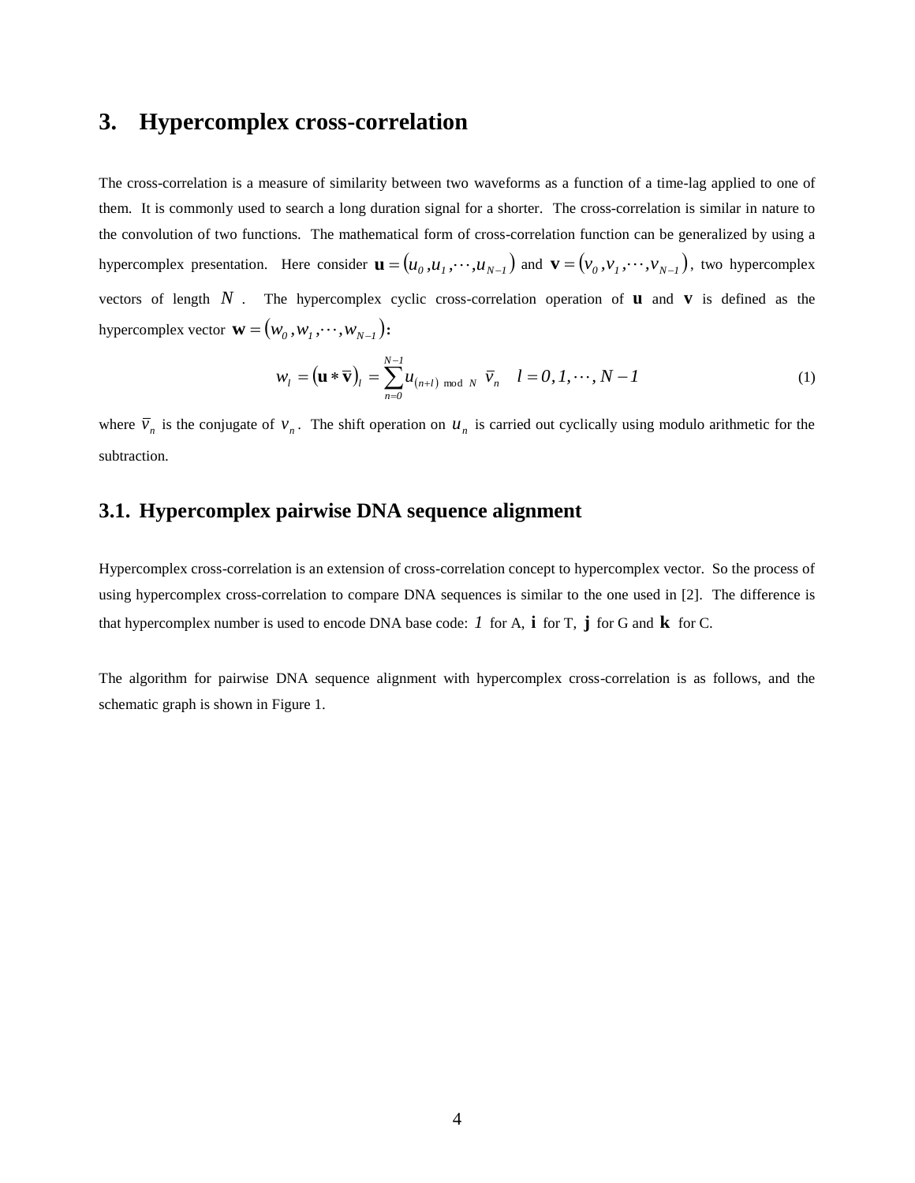## 3. Hypercomplex cross-correlation

The cross-correlation is a measure of similarity between two waveforms as a function of a time-lag applied to one of them. It is commonly used to search a long duration signal for a shorter. The cross-correlation is similar in nature to the convolution of two functions. The mathematical form of cross-correlation function can be generalized by using a hypercomplex presentation. Here consider $\mathbf{u} = (u_0, u_1, \cdots, u_{N-1})$ and $\mathbf{v} = (v_0, v_1, \cdots, v_{N-1})$, two hypercomplex vectors of length $N$. The hypercomplex cyclic cross-correlation operation of $\mathbf{u}$ and $\mathbf{v}$ is defined as the hypercomplex vector $\mathbf{w} = (w_0, w_1, \cdots, w_{N-1})$:

$$w_l = (\mathbf{u} * \bar{\mathbf{v}})_l = \sum_{n=0}^{N-1} u_{(n+l) \bmod N} \, \bar{v}_n \quad l = 0, 1, \cdots, N-1 \tag{1}$$

where $\bar{v}_n$ is the conjugate of $v_n$. The shift operation on $u_n$ is carried out cyclically using modulo arithmetic for the subtraction.

### 3.1. Hypercomplex pairwise DNA sequence alignment

Hypercomplex cross-correlation is an extension of cross-correlation concept to hypercomplex vector. So the process of using hypercomplex cross-correlation to compare DNA sequences is similar to the one used in [2]. The difference is that hypercomplex number is used to encode DNA base code: $1$ for A, $\mathbf{i}$ for T, $\mathbf{j}$ for G and $\mathbf{k}$ for C.

The algorithm for pairwise DNA sequence alignment with hypercomplex cross-correlation is as follows, and the schematic graph is shown in Figure 1.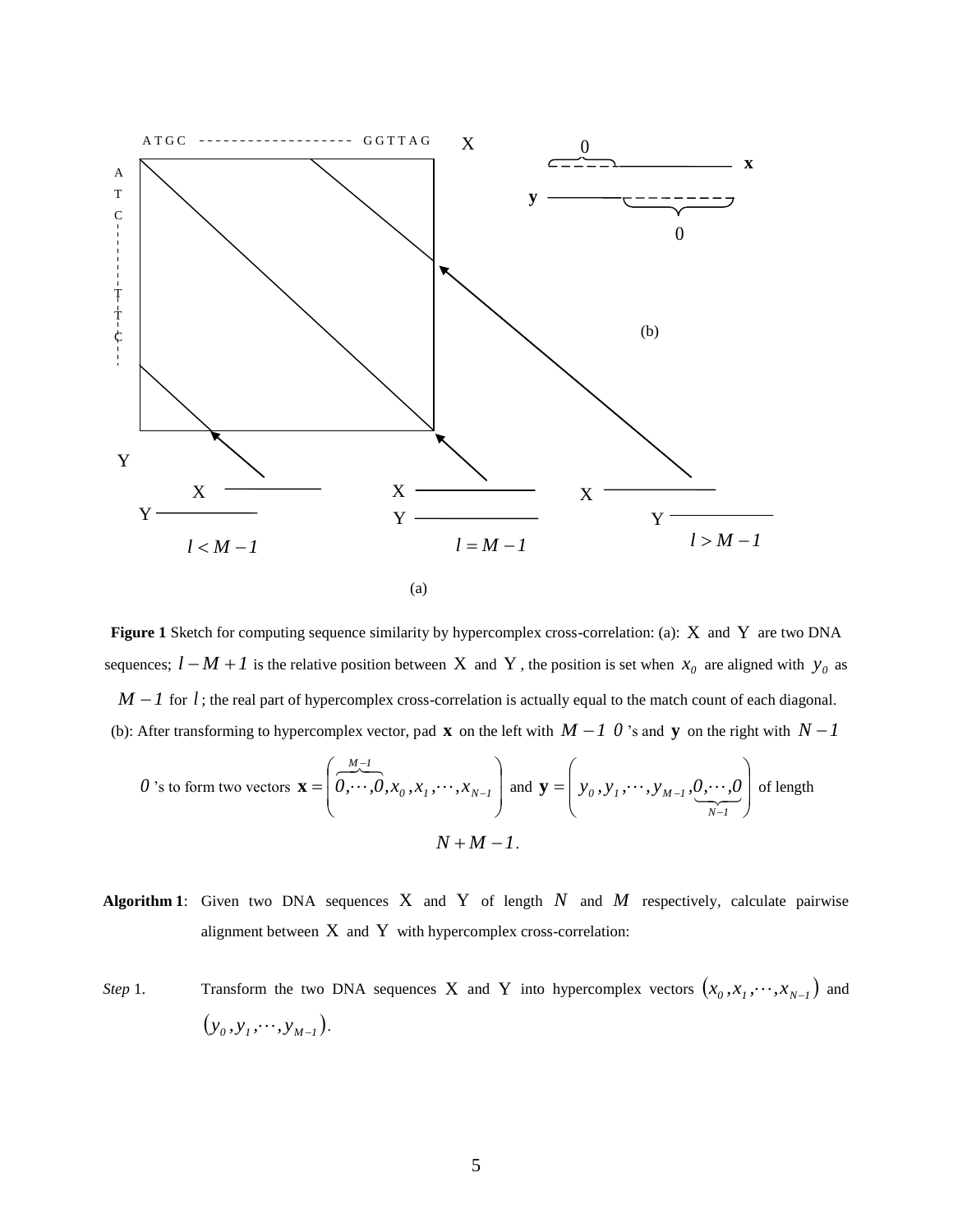**Figure 1** Sketch for computing sequence similarity by hypercomplex cross-correlation: (a): $\mathrm{X}$ and $\mathrm{Y}$ are two DNA sequences; $l-M+1$ is the relative position between $\mathrm{X}$ and $\mathrm{Y}$, the position is set when $x_0$ are aligned with $y_0$ as $M-1$ for $l$; the real part of hypercomplex cross-correlation is actually equal to the match count of each diagonal. (b): After transforming to hypercomplex vector, pad $\mathbf{x}$ on the left with $M-1$ $0$'s and $\mathbf{y}$ on the right with $N-1$ $0$'s to form two vectors $\mathbf{x}=\left(\overbrace{0,\cdots,0}^{M-1},x_0,x_1,\cdots,x_{N-1}\right)$ and $\mathbf{y}=\left(y_0,y_1,\cdots,y_{M-1},\underbrace{0,\cdots,0}_{N-1}\right)$ of length $N+M-1$.

**Algorithm 1**: Given two DNA sequences $\mathrm{X}$ and $\mathrm{Y}$ of length $N$ and $M$ respectively, calculate pairwise alignment between $\mathrm{X}$ and $\mathrm{Y}$ with hypercomplex cross-correlation:

*Step* 1. Transform the two DNA sequences $\mathrm{X}$ and $\mathrm{Y}$ into hypercomplex vectors $(x_0,x_1,\cdots,x_{N-1})$ and $(y_0,y_1,\cdots,y_{M-1})$.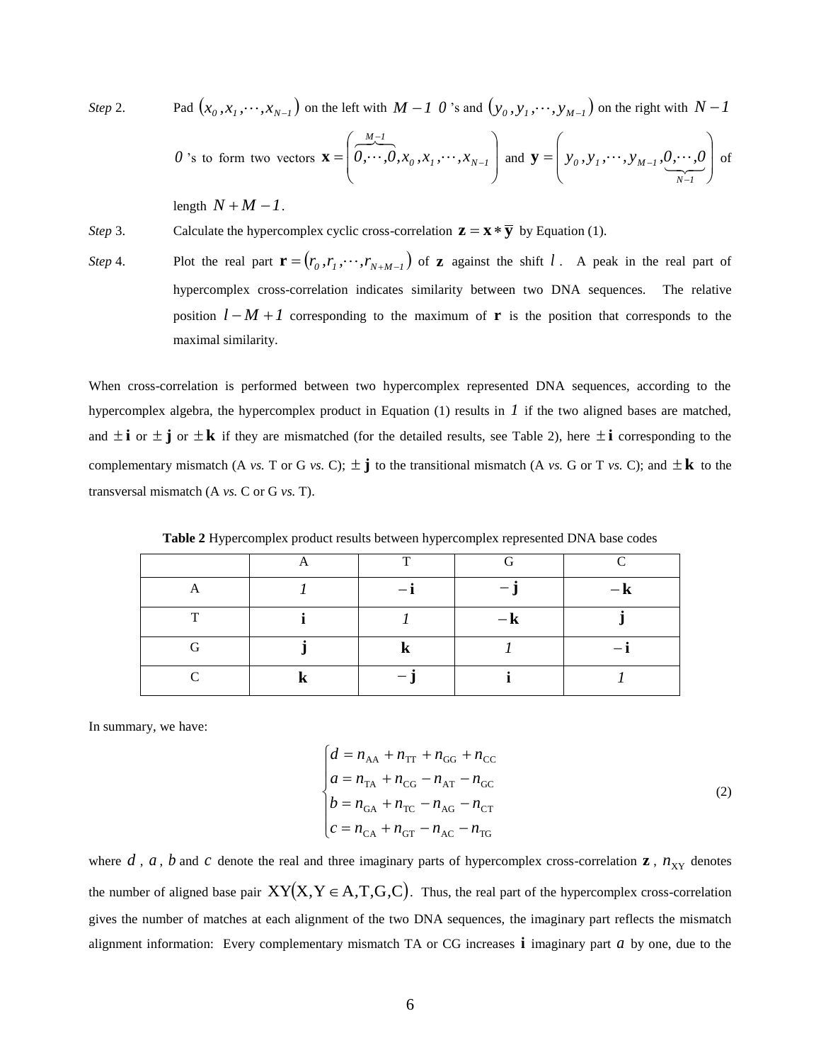*Step* 2. Pad $(x_0, x_1, \cdots, x_{N-1})$ on the left with $M-1$ $0$'s and $(y_0, y_1, \cdots, y_{M-1})$ on the right with $N-1$ $0$'s to form two vectors $\mathbf{x} = \left( \overbrace{0, \cdots, 0}^{M-1}, x_0, x_1, \cdots, x_{N-1} \right)$ and $\mathbf{y} = \left( y_0, y_1, \cdots, y_{M-1}, \underbrace{0, \cdots, 0}_{N-1} \right)$ of length $N+M-1$.

*Step* 3. Calculate the hypercomplex cyclic cross-correlation $\mathbf{z} = \mathbf{x} * \overline{\mathbf{y}}$ by Equation (1).

*Step* 4. Plot the real part $\mathbf{r} = (r_0, r_1, \cdots, r_{N+M-1})$ of $\mathbf{z}$ against the shift $l$. A peak in the real part of hypercomplex cross-correlation indicates similarity between two DNA sequences. The relative position $l - M + 1$ corresponding to the maximum of $\mathbf{r}$ is the position that corresponds to the maximal similarity.

When cross-correlation is performed between two hypercomplex represented DNA sequences, according to the hypercomplex algebra, the hypercomplex product in Equation (1) results in $1$ if the two aligned bases are matched, and $\pm\mathbf{i}$ or $\pm\mathbf{j}$ or $\pm\mathbf{k}$ if they are mismatched (for the detailed results, see Table 2), here $\pm\mathbf{i}$ corresponding to the complementary mismatch (A *vs.* T or G *vs.* C); $\pm\mathbf{j}$ to the transitional mismatch (A *vs.* G or T *vs.* C); and $\pm\mathbf{k}$ to the transversal mismatch (A *vs.* C or G *vs.* T).

**Table 2** Hypercomplex product results between hypercomplex represented DNA base codes

| | A | T | G | C |
|---|---|---|---|---|
| A | $1$ | $-\mathbf{i}$ | $-\mathbf{j}$ | $-\mathbf{k}$ |
| T | $\mathbf{i}$ | $1$ | $-\mathbf{k}$ | $\mathbf{j}$ |
| G | $\mathbf{j}$ | $\mathbf{k}$ | $1$ | $-\mathbf{i}$ |
| C | $\mathbf{k}$ | $-\mathbf{j}$ | $\mathbf{i}$ | $1$ |

In summary, we have:

$$
\begin{cases}
d = n_{\mathrm{AA}} + n_{\mathrm{TT}} + n_{\mathrm{GG}} + n_{\mathrm{CC}} \\
a = n_{\mathrm{TA}} + n_{\mathrm{CG}} - n_{\mathrm{AT}} - n_{\mathrm{GC}} \\
b = n_{\mathrm{GA}} + n_{\mathrm{TC}} - n_{\mathrm{AG}} - n_{\mathrm{CT}} \\
c = n_{\mathrm{CA}} + n_{\mathrm{GT}} - n_{\mathrm{AC}} - n_{\mathrm{TG}}
\end{cases}
\tag{2}
$$

where $d$, $a$, $b$ and $c$ denote the real and three imaginary parts of hypercomplex cross-correlation $\mathbf{z}$, $n_{\mathrm{XY}}$ denotes the number of aligned base pair $\mathrm{XY}(\mathrm{X},\mathrm{Y} \in \mathrm{A},\mathrm{T},\mathrm{G},\mathrm{C})$. Thus, the real part of the hypercomplex cross-correlation gives the number of matches at each alignment of the two DNA sequences, the imaginary part reflects the mismatch alignment information: Every complementary mismatch TA or CG increases $\mathbf{i}$ imaginary part $a$ by one, due to the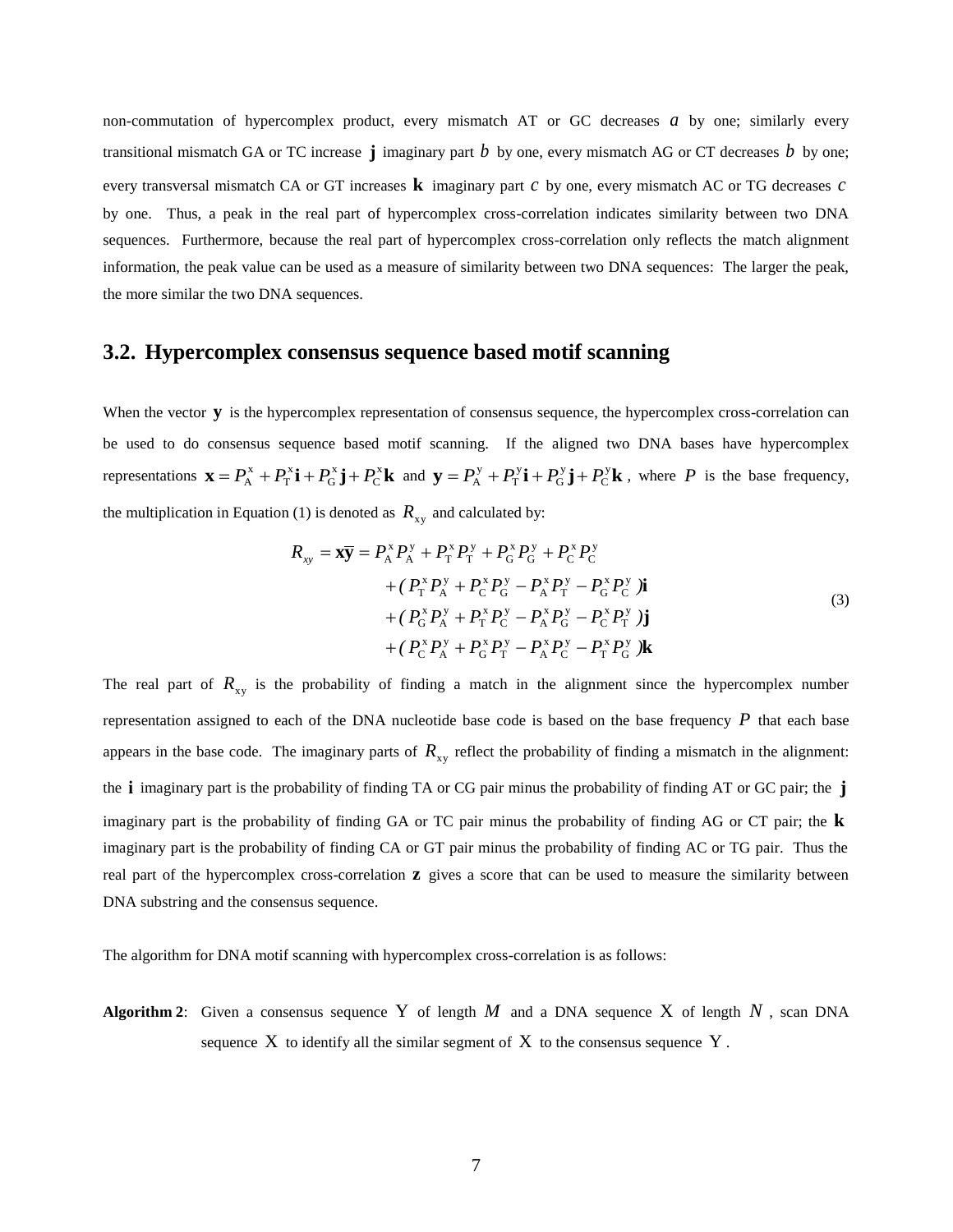non-commutation of hypercomplex product, every mismatch AT or GC decreases $a$ by one; similarly every transitional mismatch GA or TC increase $\mathbf{j}$ imaginary part $b$ by one, every mismatch AG or CT decreases $b$ by one; every transversal mismatch CA or GT increases $\mathbf{k}$ imaginary part $c$ by one, every mismatch AC or TG decreases $c$ by one. Thus, a peak in the real part of hypercomplex cross-correlation indicates similarity between two DNA sequences. Furthermore, because the real part of hypercomplex cross-correlation only reflects the match alignment information, the peak value can be used as a measure of similarity between two DNA sequences: The larger the peak, the more similar the two DNA sequences.

## 3.2. Hypercomplex consensus sequence based motif scanning

When the vector $\mathbf{y}$ is the hypercomplex representation of consensus sequence, the hypercomplex cross-correlation can be used to do consensus sequence based motif scanning. If the aligned two DNA bases have hypercomplex representations $\mathbf{x} = P_{\mathrm{A}}^{x} + P_{\mathrm{T}}^{x}\mathbf{i} + P_{\mathrm{G}}^{x}\mathbf{j} + P_{\mathrm{C}}^{x}\mathbf{k}$ and $\mathbf{y} = P_{\mathrm{A}}^{y} + P_{\mathrm{T}}^{y}\mathbf{i} + P_{\mathrm{G}}^{y}\mathbf{j} + P_{\mathrm{C}}^{y}\mathbf{k}$, where $P$ is the base frequency, the multiplication in Equation (1) is denoted as $R_{\mathrm{xy}}$ and calculated by:

$$
\begin{aligned}
R_{xy} = \mathbf{x}\overline{\mathbf{y}} = {} & P_{\mathrm{A}}^{x} P_{\mathrm{A}}^{y} + P_{\mathrm{T}}^{x} P_{\mathrm{T}}^{y} + P_{\mathrm{G}}^{x} P_{\mathrm{G}}^{y} + P_{\mathrm{C}}^{x} P_{\mathrm{C}}^{y} \\
& + (P_{\mathrm{T}}^{x} P_{\mathrm{A}}^{y} + P_{\mathrm{C}}^{x} P_{\mathrm{G}}^{y} - P_{\mathrm{A}}^{x} P_{\mathrm{T}}^{y} - P_{\mathrm{G}}^{x} P_{\mathrm{C}}^{y})\mathbf{i} \\
& + (P_{\mathrm{G}}^{x} P_{\mathrm{A}}^{y} + P_{\mathrm{T}}^{x} P_{\mathrm{C}}^{y} - P_{\mathrm{A}}^{x} P_{\mathrm{G}}^{y} - P_{\mathrm{C}}^{x} P_{\mathrm{T}}^{y})\mathbf{j} \\
& + (P_{\mathrm{C}}^{x} P_{\mathrm{A}}^{y} + P_{\mathrm{G}}^{x} P_{\mathrm{T}}^{y} - P_{\mathrm{A}}^{x} P_{\mathrm{C}}^{y} - P_{\mathrm{T}}^{x} P_{\mathrm{G}}^{y})\mathbf{k}
\end{aligned}
\tag{3}
$$

The real part of $R_{\mathrm{xy}}$ is the probability of finding a match in the alignment since the hypercomplex number representation assigned to each of the DNA nucleotide base code is based on the base frequency $P$ that each base appears in the base code. The imaginary parts of $R_{\mathrm{xy}}$ reflect the probability of finding a mismatch in the alignment: the $\mathbf{i}$ imaginary part is the probability of finding TA or CG pair minus the probability of finding AT or GC pair; the $\mathbf{j}$ imaginary part is the probability of finding GA or TC pair minus the probability of finding AG or CT pair; the $\mathbf{k}$ imaginary part is the probability of finding CA or GT pair minus the probability of finding AC or TG pair. Thus the real part of the hypercomplex cross-correlation $\mathbf{z}$ gives a score that can be used to measure the similarity between DNA substring and the consensus sequence.

The algorithm for DNA motif scanning with hypercomplex cross-correlation is as follows:

**Algorithm 2**: Given a consensus sequence $\mathrm{Y}$ of length $M$ and a DNA sequence $\mathrm{X}$ of length $N$, scan DNA sequence $\mathrm{X}$ to identify all the similar segment of $\mathrm{X}$ to the consensus sequence $\mathrm{Y}$.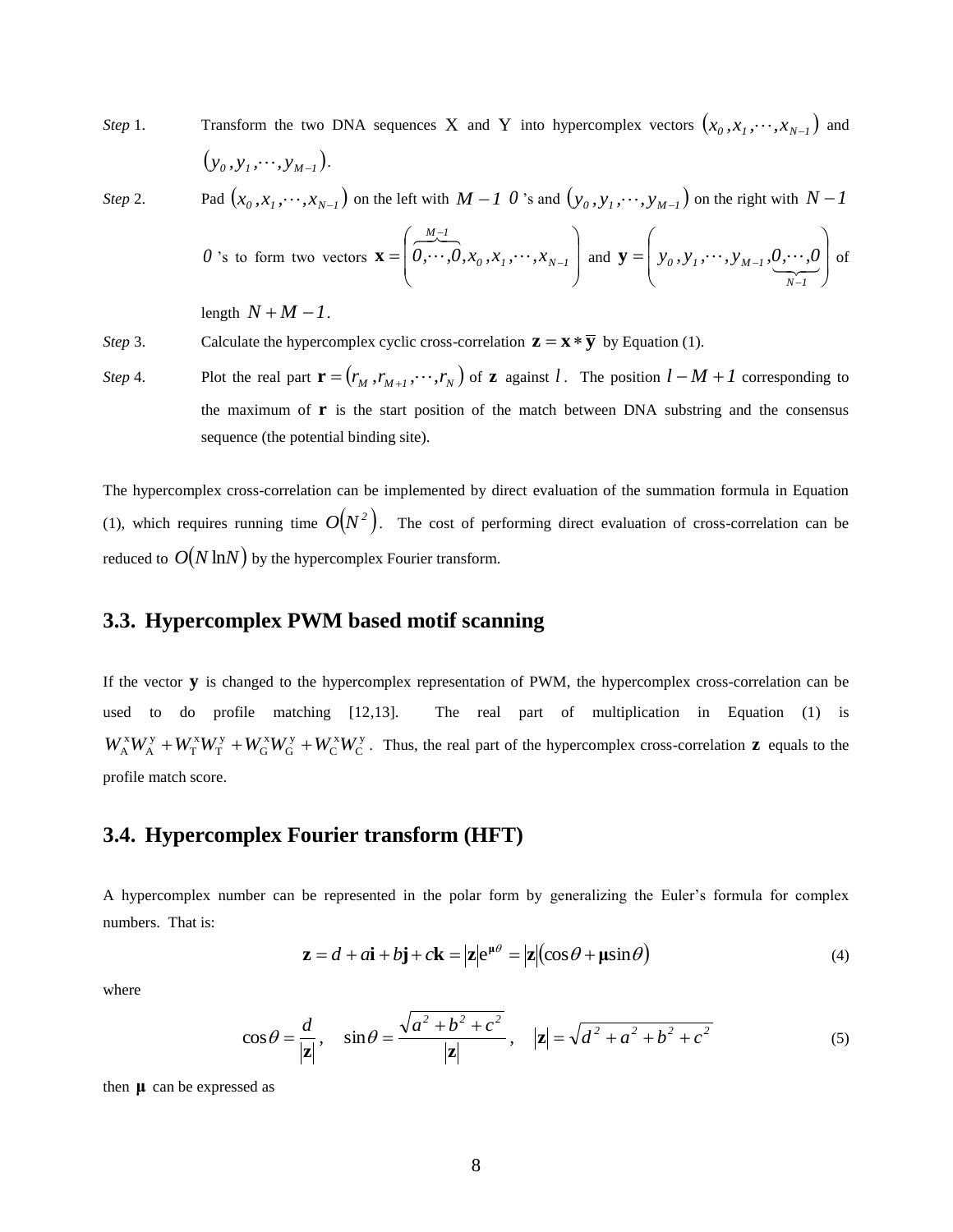*Step* 1. Transform the two DNA sequences X and Y into hypercomplex vectors $(x_0, x_1, \cdots, x_{N-1})$ and $(y_0, y_1, \cdots, y_{M-1})$.

*Step* 2. Pad $(x_0, x_1, \cdots, x_{N-1})$ on the left with $M-1$ $0$'s and $(y_0, y_1, \cdots, y_{M-1})$ on the right with $N-1$ $0$'s to form two vectors $\mathbf{x} = \left(\overbrace{0, \cdots, 0}^{M-1}, x_0, x_1, \cdots, x_{N-1}\right)$ and $\mathbf{y} = \left(y_0, y_1, \cdots, y_{M-1}, \underbrace{0, \cdots, 0}_{N-1}\right)$ of length $N+M-1$.

*Step* 3. Calculate the hypercomplex cyclic cross-correlation $\mathbf{z} = \mathbf{x} * \overline{\mathbf{y}}$ by Equation (1).

*Step* 4. Plot the real part $\mathbf{r} = (r_M, r_{M+1}, \cdots, r_N)$ of $\mathbf{z}$ against $l$. The position $l - M + 1$ corresponding to the maximum of $\mathbf{r}$ is the start position of the match between DNA substring and the consensus sequence (the potential binding site).

The hypercomplex cross-correlation can be implemented by direct evaluation of the summation formula in Equation (1), which requires running time $O(N^2)$. The cost of performing direct evaluation of cross-correlation can be reduced to $O(N \ln N)$ by the hypercomplex Fourier transform.

## 3.3. Hypercomplex PWM based motif scanning

If the vector $\mathbf{y}$ is changed to the hypercomplex representation of PWM, the hypercomplex cross-correlation can be used to do profile matching [12,13]. The real part of multiplication in Equation (1) is $W_A^x W_A^y + W_T^x W_T^y + W_G^x W_G^y + W_C^x W_C^y$. Thus, the real part of the hypercomplex cross-correlation $\mathbf{z}$ equals to the profile match score.

## 3.4. Hypercomplex Fourier transform (HFT)

A hypercomplex number can be represented in the polar form by generalizing the Euler's formula for complex numbers. That is:

$$\mathbf{z} = d + a\mathbf{i} + b\mathbf{j} + c\mathbf{k} = |\mathbf{z}| e^{\boldsymbol{\mu}\theta} = |\mathbf{z}|(\cos\theta + \boldsymbol{\mu}\sin\theta) \tag{4}$$

where

$$\cos\theta = \frac{d}{|\mathbf{z}|}, \quad \sin\theta = \frac{\sqrt{a^2 + b^2 + c^2}}{|\mathbf{z}|}, \quad |\mathbf{z}| = \sqrt{d^2 + a^2 + b^2 + c^2} \tag{5}$$

then $\boldsymbol{\mu}$ can be expressed as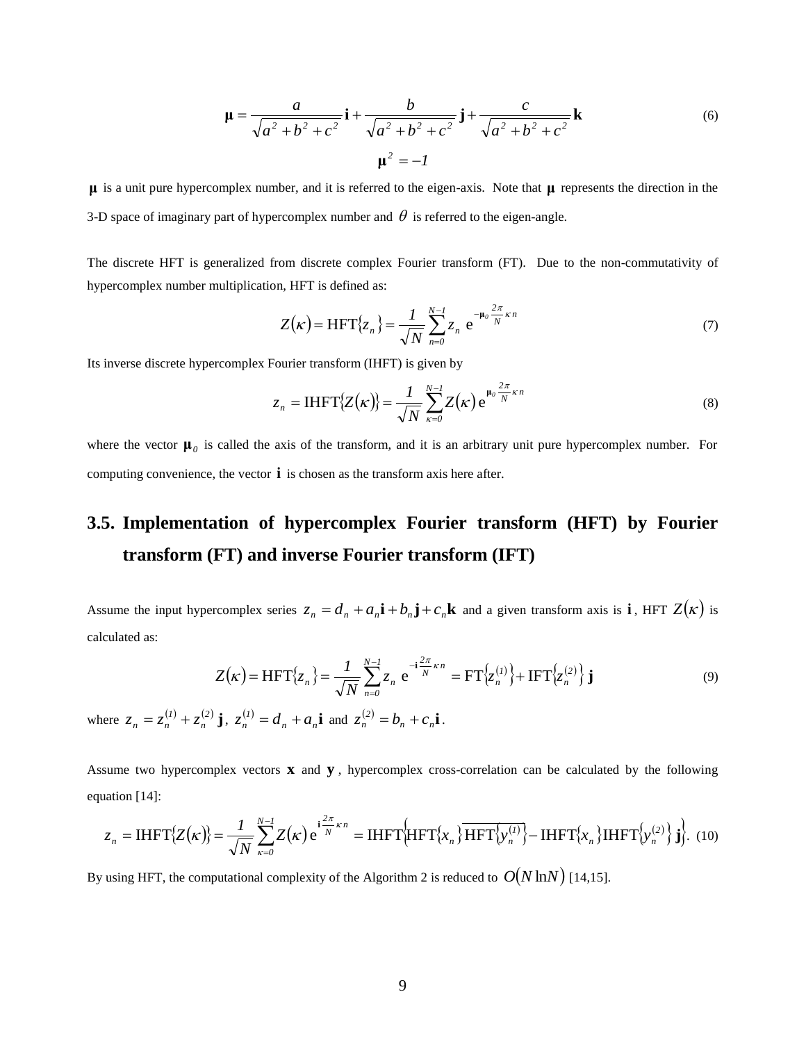$$\boldsymbol{\mu} = \frac{a}{\sqrt{a^2+b^2+c^2}}\mathbf{i} + \frac{b}{\sqrt{a^2+b^2+c^2}}\mathbf{j} + \frac{c}{\sqrt{a^2+b^2+c^2}}\mathbf{k} \tag{6}$$

$$\boldsymbol{\mu}^2 = -1$$

$\boldsymbol{\mu}$ is a unit pure hypercomplex number, and it is referred to the eigen-axis. Note that $\boldsymbol{\mu}$ represents the direction in the 3-D space of imaginary part of hypercomplex number and $\theta$ is referred to the eigen-angle.

The discrete HFT is generalized from discrete complex Fourier transform (FT). Due to the non-commutativity of hypercomplex number multiplication, HFT is defined as:

$$Z(\kappa) = \mathrm{HFT}\{z_n\} = \frac{1}{\sqrt{N}}\sum_{n=0}^{N-1} z_n \, \mathrm{e}^{-\boldsymbol{\mu}_0 \frac{2\pi}{N}\kappa n} \tag{7}$$

Its inverse discrete hypercomplex Fourier transform (IHFT) is given by

$$z_n = \mathrm{IHFT}\{Z(\kappa)\} = \frac{1}{\sqrt{N}}\sum_{\kappa=0}^{N-1} Z(\kappa)\, \mathrm{e}^{\boldsymbol{\mu}_0 \frac{2\pi}{N}\kappa n} \tag{8}$$

where the vector $\boldsymbol{\mu}_0$ is called the axis of the transform, and it is an arbitrary unit pure hypercomplex number. For computing convenience, the vector $\mathbf{i}$ is chosen as the transform axis here after.

## 3.5. Implementation of hypercomplex Fourier transform (HFT) by Fourier transform (FT) and inverse Fourier transform (IFT)

Assume the input hypercomplex series $z_n = d_n + a_n\mathbf{i} + b_n\mathbf{j} + c_n\mathbf{k}$ and a given transform axis is $\mathbf{i}$, HFT $Z(\kappa)$ is calculated as:

$$Z(\kappa) = \mathrm{HFT}\{z_n\} = \frac{1}{\sqrt{N}}\sum_{n=0}^{N-1} z_n \, \mathrm{e}^{-\mathbf{i}\frac{2\pi}{N}\kappa n} = \mathrm{FT}\{z_n^{(1)}\} + \mathrm{IFT}\{z_n^{(2)}\}\,\mathbf{j} \tag{9}$$

where $z_n = z_n^{(1)} + z_n^{(2)}\,\mathbf{j}$, $z_n^{(1)} = d_n + a_n\mathbf{i}$ and $z_n^{(2)} = b_n + c_n\mathbf{i}$.

Assume two hypercomplex vectors $\mathbf{x}$ and $\mathbf{y}$, hypercomplex cross-correlation can be calculated by the following equation [14]:

$$z_n = \mathrm{IHFT}\{Z(\kappa)\} = \frac{1}{\sqrt{N}}\sum_{\kappa=0}^{N-1} Z(\kappa)\, \mathrm{e}^{\mathbf{i}\frac{2\pi}{N}\kappa n} = \mathrm{IHFT}\left\{\mathrm{HFT}\{x_n\}\,\overline{\mathrm{HFT}\{y_n^{(1)}\}} - \mathrm{IHFT}\{x_n\}\,\mathrm{IHFT}\{y_n^{(2)}\}\,\mathbf{j}\right\}. \tag{10}$$

By using HFT, the computational complexity of the Algorithm 2 is reduced to $O(N \ln N)$ [14,15].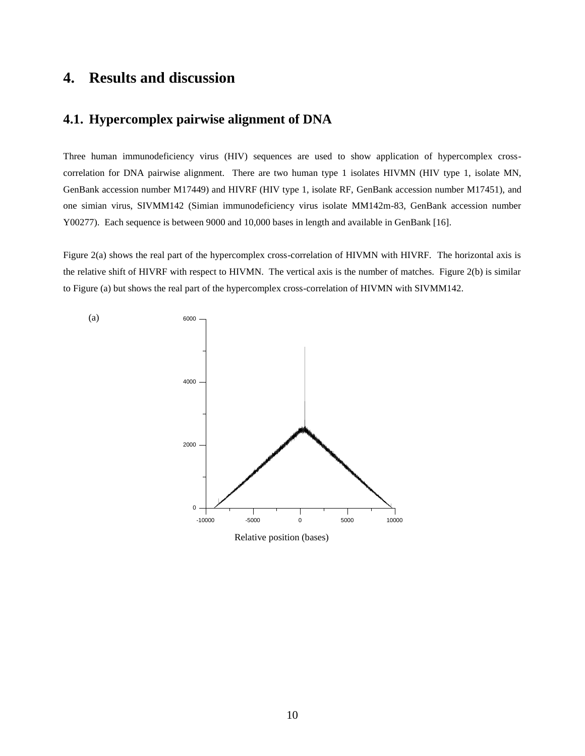# 4. Results and discussion

## 4.1. Hypercomplex pairwise alignment of DNA

Three human immunodeficiency virus (HIV) sequences are used to show application of hypercomplex cross-correlation for DNA pairwise alignment. There are two human type 1 isolates HIVMN (HIV type 1, isolate MN, GenBank accession number M17449) and HIVRF (HIV type 1, isolate RF, GenBank accession number M17451), and one simian virus, SIVMM142 (Simian immunodeficiency virus isolate MM142m-83, GenBank accession number Y00277). Each sequence is between 9000 and 10,000 bases in length and available in GenBank [16].

Figure 2(a) shows the real part of the hypercomplex cross-correlation of HIVMN with HIVRF. The horizontal axis is the relative shift of HIVRF with respect to HIVMN. The vertical axis is the number of matches. Figure 2(b) is similar to Figure (a) but shows the real part of the hypercomplex cross-correlation of HIVMN with SIVMM142.

(a)

Relative position (bases)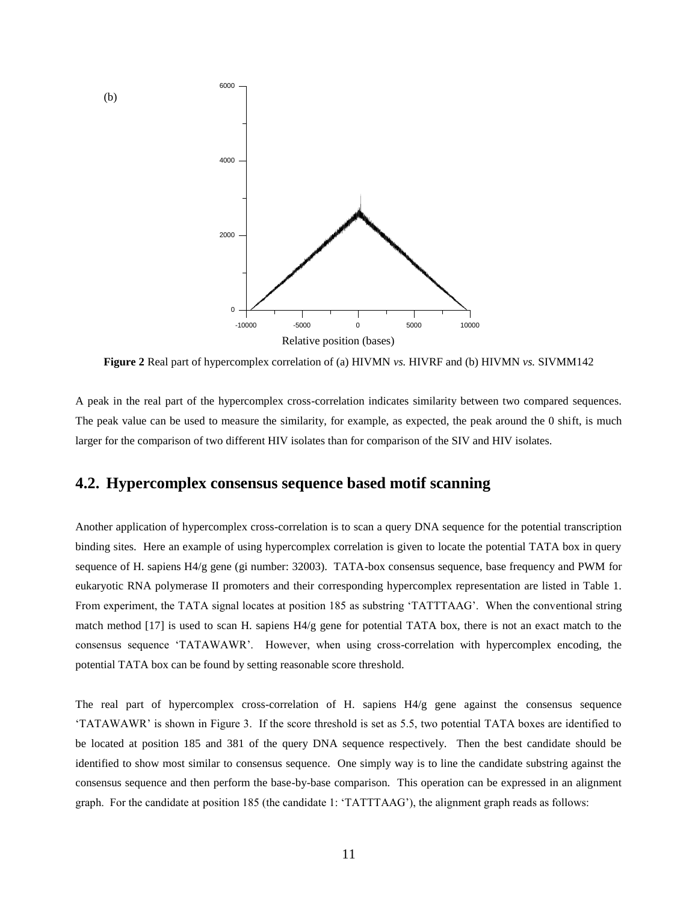(b)

**Figure 2** Real part of hypercomplex correlation of (a) HIVMN *vs.* HIVRF and (b) HIVMN *vs.* SIVMM142

A peak in the real part of the hypercomplex cross-correlation indicates similarity between two compared sequences. The peak value can be used to measure the similarity, for example, as expected, the peak around the 0 shift, is much larger for the comparison of two different HIV isolates than for comparison of the SIV and HIV isolates.

## 4.2. Hypercomplex consensus sequence based motif scanning

Another application of hypercomplex cross-correlation is to scan a query DNA sequence for the potential transcription binding sites. Here an example of using hypercomplex correlation is given to locate the potential TATA box in query sequence of H. sapiens H4/g gene (gi number: 32003). TATA-box consensus sequence, base frequency and PWM for eukaryotic RNA polymerase II promoters and their corresponding hypercomplex representation are listed in Table 1. From experiment, the TATA signal locates at position 185 as substring 'TATTTAAG'. When the conventional string match method [17] is used to scan H. sapiens H4/g gene for potential TATA box, there is not an exact match to the consensus sequence 'TATAWAWR'. However, when using cross-correlation with hypercomplex encoding, the potential TATA box can be found by setting reasonable score threshold.

The real part of hypercomplex cross-correlation of H. sapiens H4/g gene against the consensus sequence 'TATAWAWR' is shown in Figure 3. If the score threshold is set as 5.5, two potential TATA boxes are identified to be located at position 185 and 381 of the query DNA sequence respectively. Then the best candidate should be identified to show most similar to consensus sequence. One simply way is to line the candidate substring against the consensus sequence and then perform the base-by-base comparison. This operation can be expressed in an alignment graph. For the candidate at position 185 (the candidate 1: 'TATTTAAG'), the alignment graph reads as follows: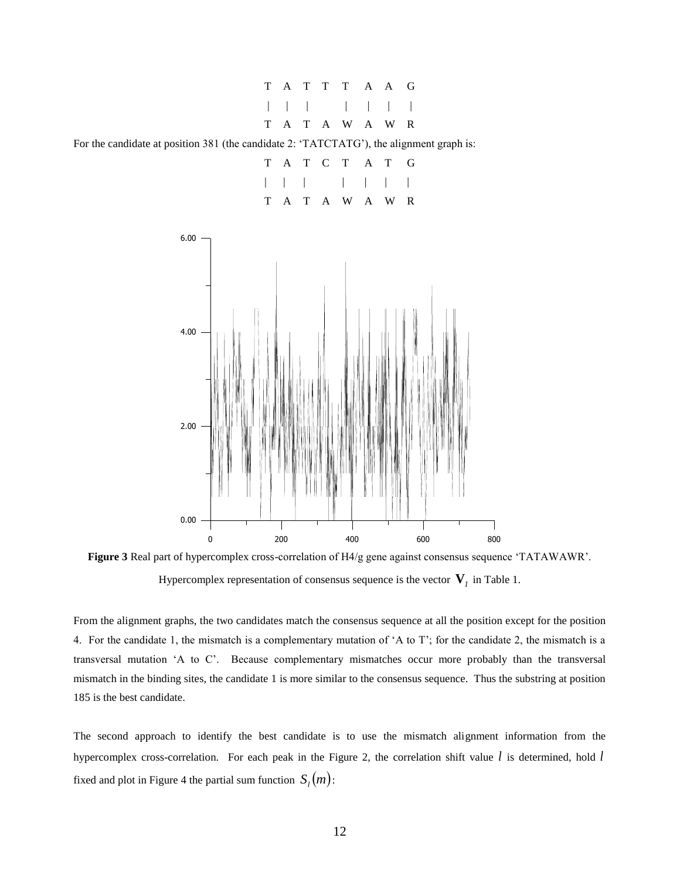```
T  A  T  T  T  A  A  G
|  |  |     |  |  |  |
T  A  T  A  W  A  W  R
```

For the candidate at position 381 (the candidate 2: 'TATCTATG'), the alignment graph is:

```
T  A  T  C  T  A  T  G
|  |  |     |  |  |  |
T  A  T  A  W  A  W  R
```

**Figure 3** Real part of hypercomplex cross-correlation of H4/g gene against consensus sequence 'TATAWAWR'. Hypercomplex representation of consensus sequence is the vector $\mathbf{V}_1$ in Table 1.

From the alignment graphs, the two candidates match the consensus sequence at all the position except for the position 4. For the candidate 1, the mismatch is a complementary mutation of 'A to T'; for the candidate 2, the mismatch is a transversal mutation 'A to C'. Because complementary mismatches occur more probably than the transversal mismatch in the binding sites, the candidate 1 is more similar to the consensus sequence. Thus the substring at position 185 is the best candidate.

The second approach to identify the best candidate is to use the mismatch alignment information from the hypercomplex cross-correlation. For each peak in the Figure 2, the correlation shift value $l$ is determined, hold $l$ fixed and plot in Figure 4 the partial sum function $S_l(m)$: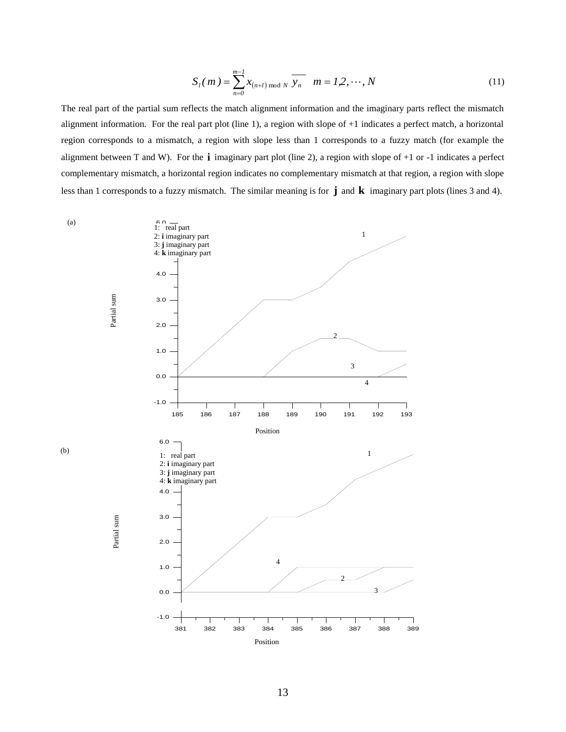$$S_l(m) = \sum_{n=0}^{m-1} x_{(n+l) \bmod N} \overline{y_n} \quad m = 1, 2, \cdots, N \tag{11}$$

The real part of the partial sum reflects the match alignment information and the imaginary parts reflect the mismatch alignment information. For the real part plot (line 1), a region with slope of +1 indicates a perfect match, a horizontal region corresponds to a mismatch, a region with slope less than 1 corresponds to a fuzzy match (for example the alignment between T and W). For the **i** imaginary part plot (line 2), a region with slope of +1 or -1 indicates a perfect complementary mismatch, a horizontal region indicates no complementary mismatch at that region, a region with slope less than 1 corresponds to a fuzzy mismatch. The similar meaning is for **j** and **k** imaginary part plots (lines 3 and 4).

(a)

1: real part
2: **i** imaginary part
3: **j** imaginary part
4: **k** imaginary part

Partial sum

Position

(b)

1: real part
2: **i** imaginary part
3: **j** imaginary part
4: **k** imaginary part

Partial sum

Position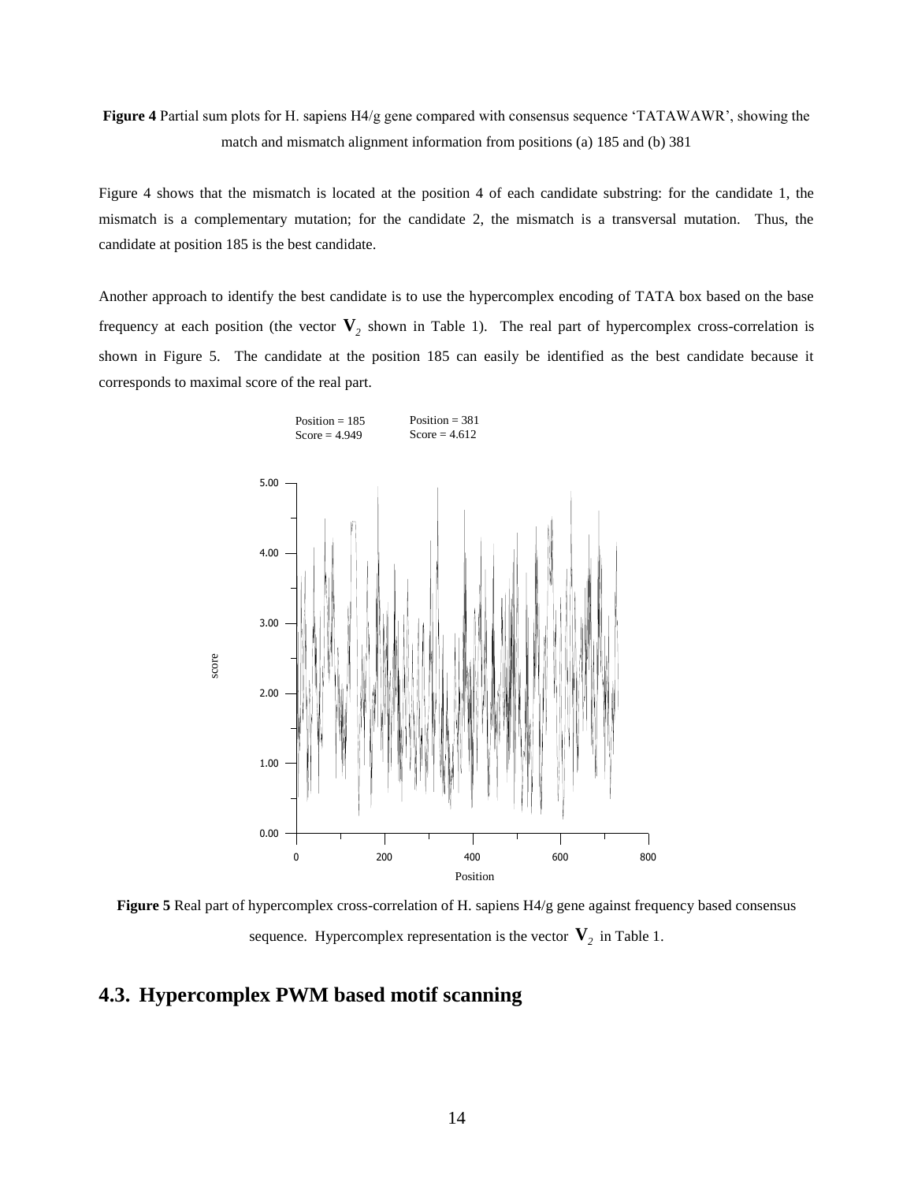**Figure 4** Partial sum plots for H. sapiens H4/g gene compared with consensus sequence 'TATAWAWR', showing the match and mismatch alignment information from positions (a) 185 and (b) 381

Figure 4 shows that the mismatch is located at the position 4 of each candidate substring: for the candidate 1, the mismatch is a complementary mutation; for the candidate 2, the mismatch is a transversal mutation. Thus, the candidate at position 185 is the best candidate.

Another approach to identify the best candidate is to use the hypercomplex encoding of TATA box based on the base frequency at each position (the vector $\mathbf{V}_2$ shown in Table 1). The real part of hypercomplex cross-correlation is shown in Figure 5. The candidate at the position 185 can easily be identified as the best candidate because it corresponds to maximal score of the real part.

**Figure 5** Real part of hypercomplex cross-correlation of H. sapiens H4/g gene against frequency based consensus sequence. Hypercomplex representation is the vector $\mathbf{V}_2$ in Table 1.

## 4.3. Hypercomplex PWM based motif scanning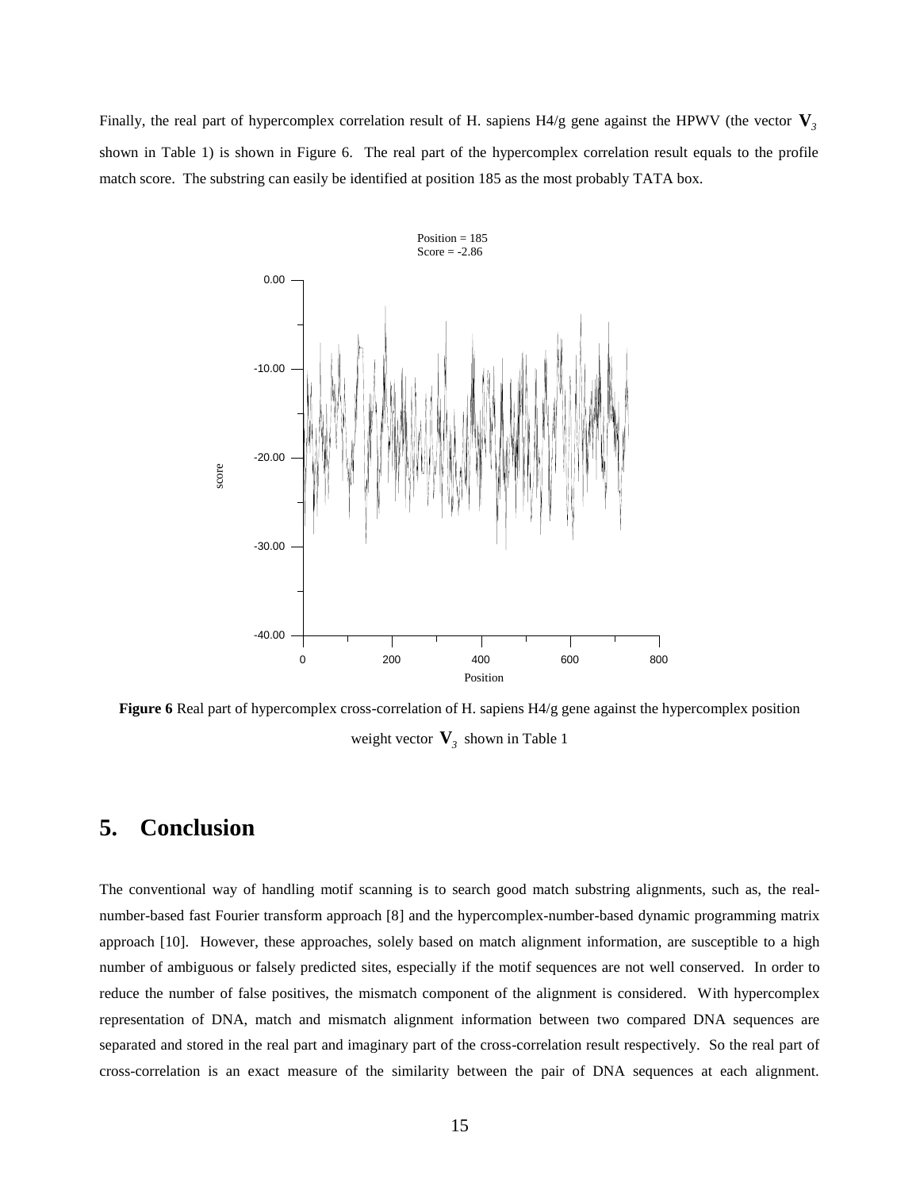Finally, the real part of hypercomplex correlation result of H. sapiens H4/g gene against the HPWV (the vector $\mathbf{V}_3$ shown in Table 1) is shown in Figure 6. The real part of the hypercomplex correlation result equals to the profile match score. The substring can easily be identified at position 185 as the most probably TATA box.

**Figure 6** Real part of hypercomplex cross-correlation of H. sapiens H4/g gene against the hypercomplex position weight vector $\mathbf{V}_3$ shown in Table 1

# 5. Conclusion

The conventional way of handling motif scanning is to search good match substring alignments, such as, the real-number-based fast Fourier transform approach [8] and the hypercomplex-number-based dynamic programming matrix approach [10]. However, these approaches, solely based on match alignment information, are susceptible to a high number of ambiguous or falsely predicted sites, especially if the motif sequences are not well conserved. In order to reduce the number of false positives, the mismatch component of the alignment is considered. With hypercomplex representation of DNA, match and mismatch alignment information between two compared DNA sequences are separated and stored in the real part and imaginary part of the cross-correlation result respectively. So the real part of cross-correlation is an exact measure of the similarity between the pair of DNA sequences at each alignment.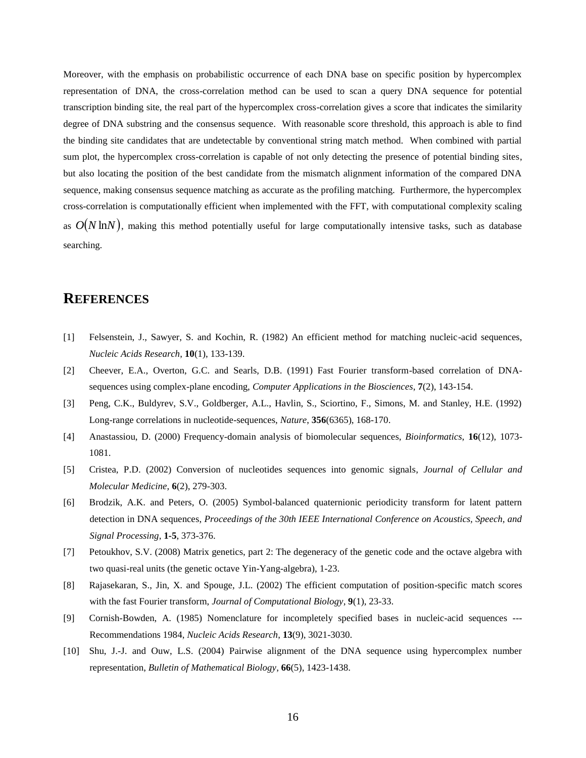Moreover, with the emphasis on probabilistic occurrence of each DNA base on specific position by hypercomplex representation of DNA, the cross-correlation method can be used to scan a query DNA sequence for potential transcription binding site, the real part of the hypercomplex cross-correlation gives a score that indicates the similarity degree of DNA substring and the consensus sequence. With reasonable score threshold, this approach is able to find the binding site candidates that are undetectable by conventional string match method. When combined with partial sum plot, the hypercomplex cross-correlation is capable of not only detecting the presence of potential binding sites, but also locating the position of the best candidate from the mismatch alignment information of the compared DNA sequence, making consensus sequence matching as accurate as the profiling matching. Furthermore, the hypercomplex cross-correlation is computationally efficient when implemented with the FFT, with computational complexity scaling as $O(N \ln N)$, making this method potentially useful for large computationally intensive tasks, such as database searching.

## REFERENCES

[1] Felsenstein, J., Sawyer, S. and Kochin, R. (1982) An efficient method for matching nucleic-acid sequences, *Nucleic Acids Research*, **10**(1), 133-139.

[2] Cheever, E.A., Overton, G.C. and Searls, D.B. (1991) Fast Fourier transform-based correlation of DNA-sequences using complex-plane encoding, *Computer Applications in the Biosciences*, **7**(2), 143-154.

[3] Peng, C.K., Buldyrev, S.V., Goldberger, A.L., Havlin, S., Sciortino, F., Simons, M. and Stanley, H.E. (1992) Long-range correlations in nucleotide-sequences, *Nature*, **356**(6365), 168-170.

[4] Anastassiou, D. (2000) Frequency-domain analysis of biomolecular sequences, *Bioinformatics*, **16**(12), 1073-1081.

[5] Cristea, P.D. (2002) Conversion of nucleotides sequences into genomic signals, *Journal of Cellular and Molecular Medicine*, **6**(2), 279-303.

[6] Brodzik, A.K. and Peters, O. (2005) Symbol-balanced quaternionic periodicity transform for latent pattern detection in DNA sequences, *Proceedings of the 30th IEEE International Conference on Acoustics, Speech, and Signal Processing*, **1-5**, 373-376.

[7] Petoukhov, S.V. (2008) Matrix genetics, part 2: The degeneracy of the genetic code and the octave algebra with two quasi-real units (the genetic octave Yin-Yang-algebra), 1-23.

[8] Rajasekaran, S., Jin, X. and Spouge, J.L. (2002) The efficient computation of position-specific match scores with the fast Fourier transform, *Journal of Computational Biology*, **9**(1), 23-33.

[9] Cornish-Bowden, A. (1985) Nomenclature for incompletely specified bases in nucleic-acid sequences --- Recommendations 1984, *Nucleic Acids Research*, **13**(9), 3021-3030.

[10] Shu, J.-J. and Ouw, L.S. (2004) Pairwise alignment of the DNA sequence using hypercomplex number representation, *Bulletin of Mathematical Biology*, **66**(5), 1423-1438.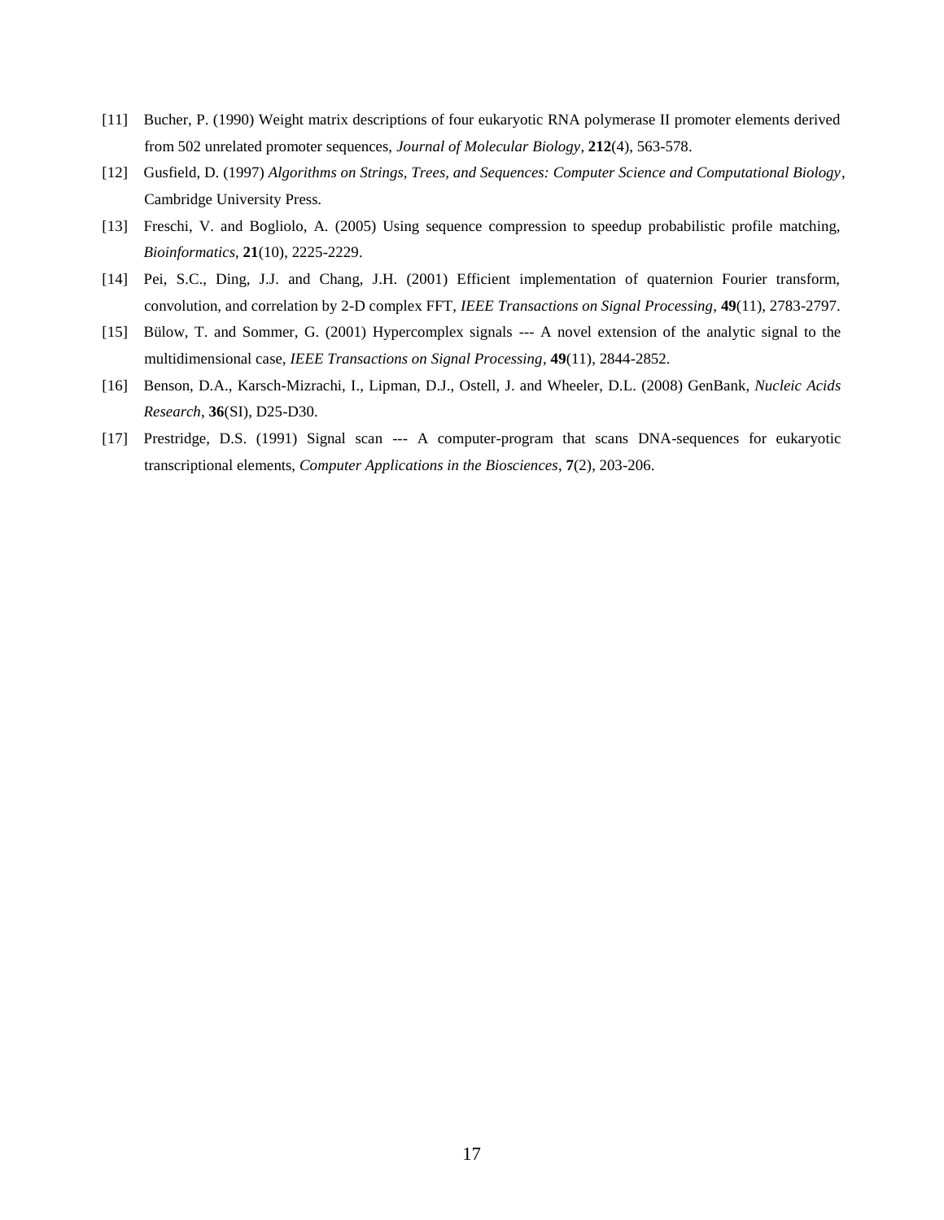[11] Bucher, P. (1990) Weight matrix descriptions of four eukaryotic RNA polymerase II promoter elements derived from 502 unrelated promoter sequences, *Journal of Molecular Biology*, **212**(4), 563-578.

[12] Gusfield, D. (1997) *Algorithms on Strings, Trees, and Sequences: Computer Science and Computational Biology*, Cambridge University Press.

[13] Freschi, V. and Bogliolo, A. (2005) Using sequence compression to speedup probabilistic profile matching, *Bioinformatics*, **21**(10), 2225-2229.

[14] Pei, S.C., Ding, J.J. and Chang, J.H. (2001) Efficient implementation of quaternion Fourier transform, convolution, and correlation by 2-D complex FFT, *IEEE Transactions on Signal Processing*, **49**(11), 2783-2797.

[15] Bülow, T. and Sommer, G. (2001) Hypercomplex signals --- A novel extension of the analytic signal to the multidimensional case, *IEEE Transactions on Signal Processing*, **49**(11), 2844-2852.

[16] Benson, D.A., Karsch-Mizrachi, I., Lipman, D.J., Ostell, J. and Wheeler, D.L. (2008) GenBank, *Nucleic Acids Research*, **36**(SI), D25-D30.

[17] Prestridge, D.S. (1991) Signal scan --- A computer-program that scans DNA-sequences for eukaryotic transcriptional elements, *Computer Applications in the Biosciences*, **7**(2), 203-206.